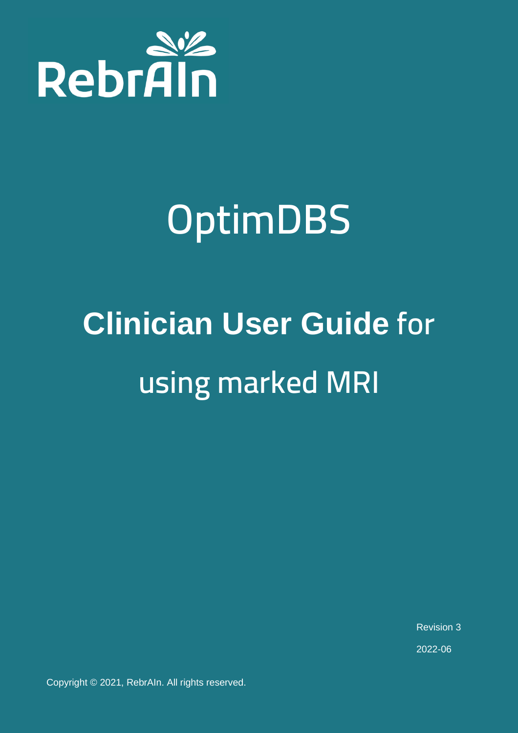RebrAIn

# OptimDBS

## **Clinician User Guide** for using marked MRI

Revision 3

2022-06

Copyright © 2021, RebrAIn. All rights reserved.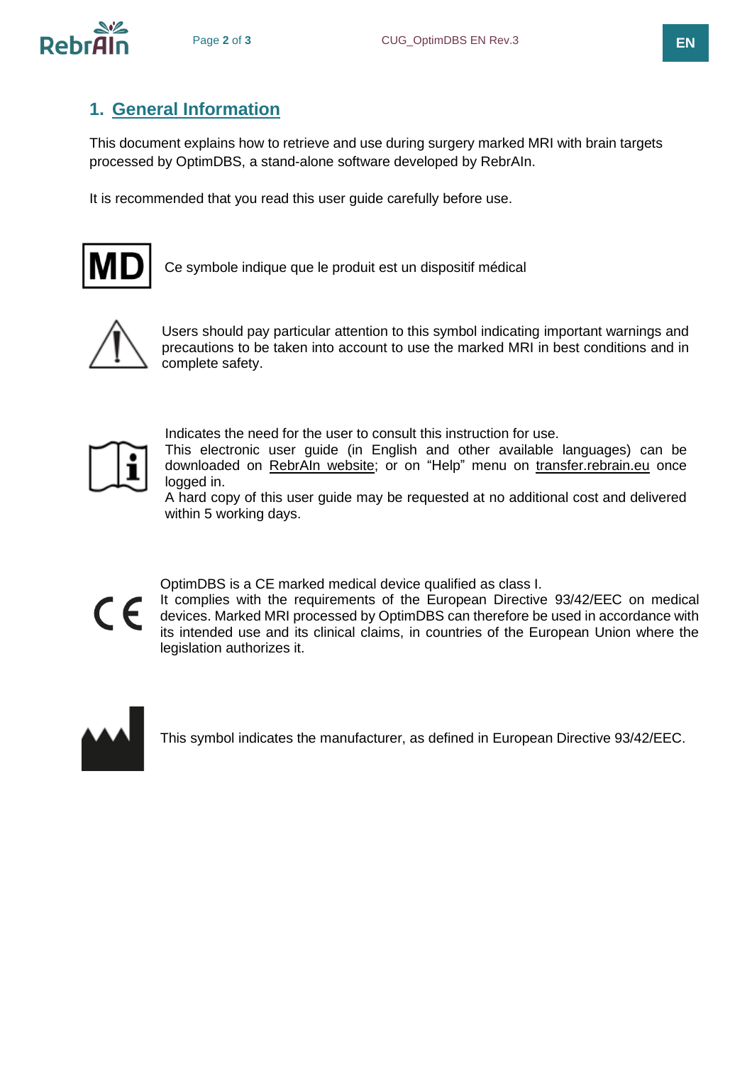# 1. General Information

This document explains how to retrieve and use during surgery marked MRI with brain targets processed by OptimDBS, a stand-alone software developed by RebrAIn.

It is recommended that you read this user guide carefully before use.

MD

Ce symbole indique que le produit est un dispositif médical

Users should pay particular attention to this symbol indicating important warnings and precautions to be taken into account to use the marked MRI in best conditions and in complete safety.

Indicates the need for the user to consult this instruction for use.
This electronic user guide (in English and other available languages) can be downloaded on RebrAIn website; or on "Help" menu on transfer.rebrain.eu once logged in.
A hard copy of this user guide may be requested at no additional cost and delivered within 5 working days.

CE

OptimDBS is a CE marked medical device qualified as class I.
It complies with the requirements of the European Directive 93/42/EEC on medical devices. Marked MRI processed by OptimDBS can therefore be used in accordance with its intended use and its clinical claims, in countries of the European Union where the legislation authorizes it.

This symbol indicates the manufacturer, as defined in European Directive 93/42/EEC.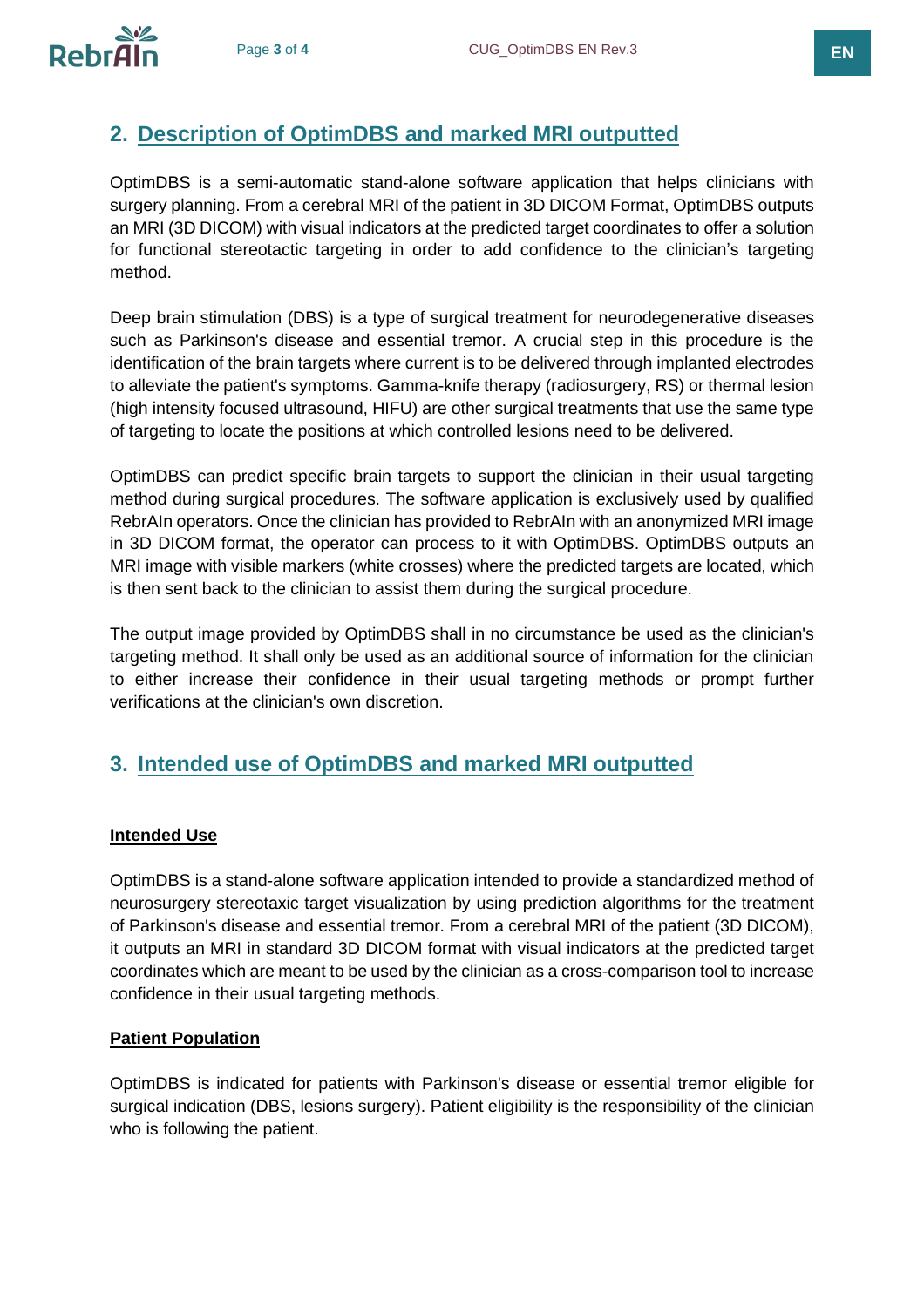## 2. Description of OptimDBS and marked MRI outputted

OptimDBS is a semi-automatic stand-alone software application that helps clinicians with surgery planning. From a cerebral MRI of the patient in 3D DICOM Format, OptimDBS outputs an MRI (3D DICOM) with visual indicators at the predicted target coordinates to offer a solution for functional stereotactic targeting in order to add confidence to the clinician's targeting method.

Deep brain stimulation (DBS) is a type of surgical treatment for neurodegenerative diseases such as Parkinson's disease and essential tremor. A crucial step in this procedure is the identification of the brain targets where current is to be delivered through implanted electrodes to alleviate the patient's symptoms. Gamma-knife therapy (radiosurgery, RS) or thermal lesion (high intensity focused ultrasound, HIFU) are other surgical treatments that use the same type of targeting to locate the positions at which controlled lesions need to be delivered.

OptimDBS can predict specific brain targets to support the clinician in their usual targeting method during surgical procedures. The software application is exclusively used by qualified RebrAIn operators. Once the clinician has provided to RebrAIn with an anonymized MRI image in 3D DICOM format, the operator can process to it with OptimDBS. OptimDBS outputs an MRI image with visible markers (white crosses) where the predicted targets are located, which is then sent back to the clinician to assist them during the surgical procedure.

The output image provided by OptimDBS shall in no circumstance be used as the clinician's targeting method. It shall only be used as an additional source of information for the clinician to either increase their confidence in their usual targeting methods or prompt further verifications at the clinician's own discretion.

## 3. Intended use of OptimDBS and marked MRI outputted

**Intended Use**

OptimDBS is a stand-alone software application intended to provide a standardized method of neurosurgery stereotaxic target visualization by using prediction algorithms for the treatment of Parkinson's disease and essential tremor. From a cerebral MRI of the patient (3D DICOM), it outputs an MRI in standard 3D DICOM format with visual indicators at the predicted target coordinates which are meant to be used by the clinician as a cross-comparison tool to increase confidence in their usual targeting methods.

**Patient Population**

OptimDBS is indicated for patients with Parkinson's disease or essential tremor eligible for surgical indication (DBS, lesions surgery). Patient eligibility is the responsibility of the clinician who is following the patient.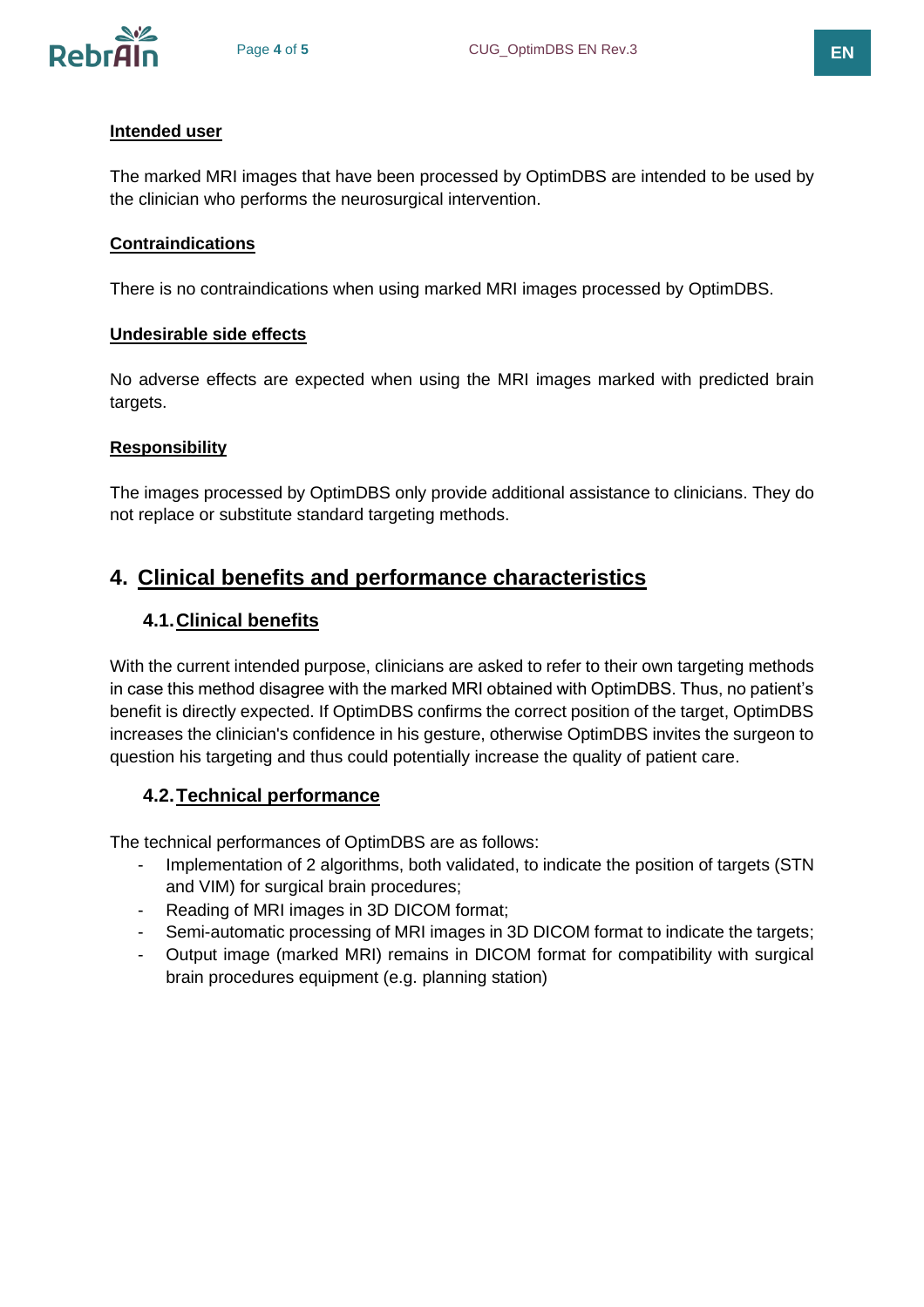**Intended user**

The marked MRI images that have been processed by OptimDBS are intended to be used by the clinician who performs the neurosurgical intervention.

**Contraindications**

There is no contraindications when using marked MRI images processed by OptimDBS.

**Undesirable side effects**

No adverse effects are expected when using the MRI images marked with predicted brain targets.

**Responsibility**

The images processed by OptimDBS only provide additional assistance to clinicians. They do not replace or substitute standard targeting methods.

# 4. Clinical benefits and performance characteristics

## 4.1. Clinical benefits

With the current intended purpose, clinicians are asked to refer to their own targeting methods in case this method disagree with the marked MRI obtained with OptimDBS. Thus, no patient's benefit is directly expected. If OptimDBS confirms the correct position of the target, OptimDBS increases the clinician's confidence in his gesture, otherwise OptimDBS invites the surgeon to question his targeting and thus could potentially increase the quality of patient care.

## 4.2. Technical performance

The technical performances of OptimDBS are as follows:

- Implementation of 2 algorithms, both validated, to indicate the position of targets (STN and VIM) for surgical brain procedures;
- Reading of MRI images in 3D DICOM format;
- Semi-automatic processing of MRI images in 3D DICOM format to indicate the targets;
- Output image (marked MRI) remains in DICOM format for compatibility with surgical brain procedures equipment (e.g. planning station)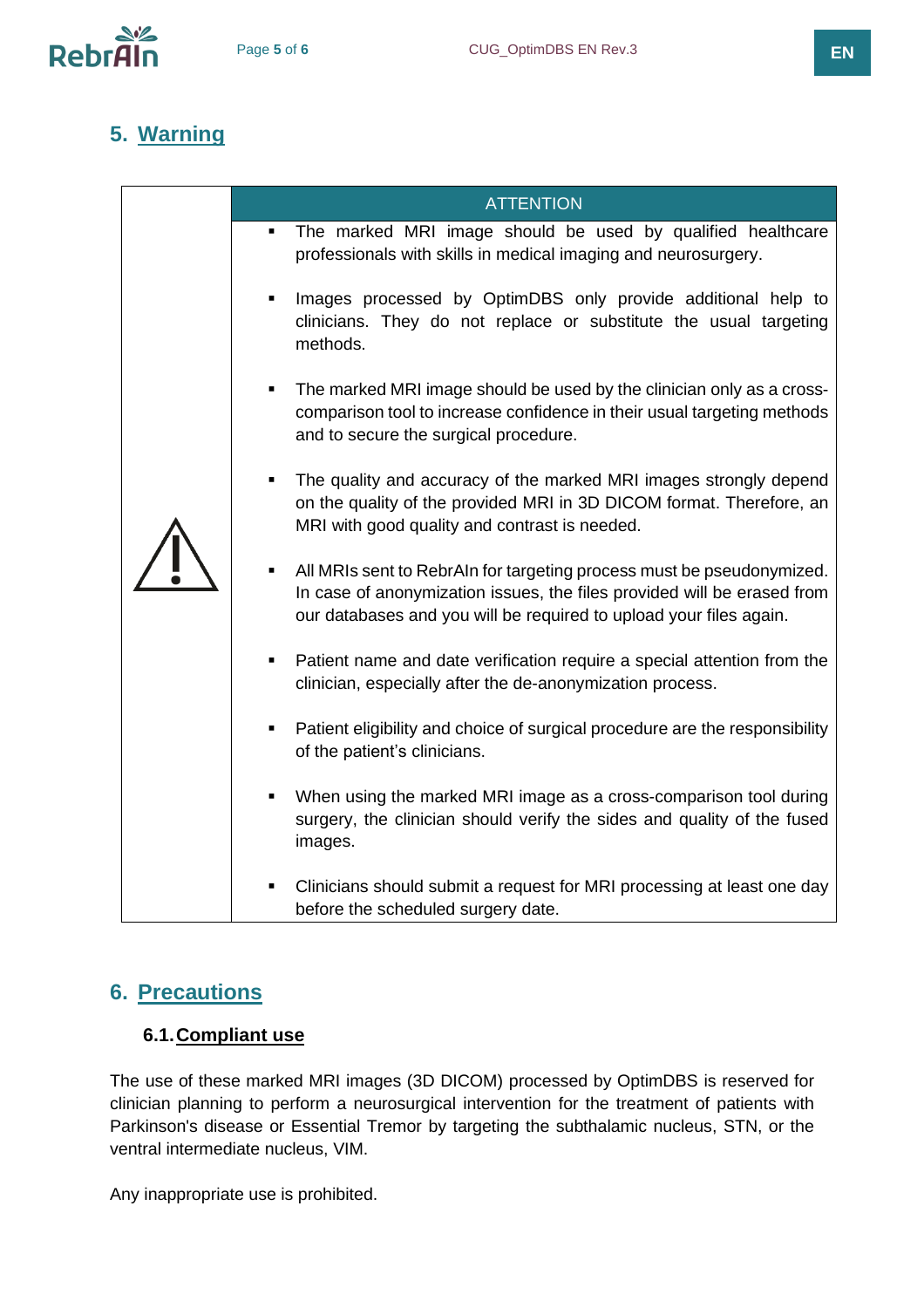## 5. Warning

| | ATTENTION |
|---|---|
| ⚠ | ▪ The marked MRI image should be used by qualified healthcare professionals with skills in medical imaging and neurosurgery.<br><br>▪ Images processed by OptimDBS only provide additional help to clinicians. They do not replace or substitute the usual targeting methods.<br><br>▪ The marked MRI image should be used by the clinician only as a cross-comparison tool to increase confidence in their usual targeting methods and to secure the surgical procedure.<br><br>▪ The quality and accuracy of the marked MRI images strongly depend on the quality of the provided MRI in 3D DICOM format. Therefore, an MRI with good quality and contrast is needed.<br><br>▪ All MRIs sent to RebrAIn for targeting process must be pseudonymized. In case of anonymization issues, the files provided will be erased from our databases and you will be required to upload your files again.<br><br>▪ Patient name and date verification require a special attention from the clinician, especially after the de-anonymization process.<br><br>▪ Patient eligibility and choice of surgical procedure are the responsibility of the patient's clinicians.<br><br>▪ When using the marked MRI image as a cross-comparison tool during surgery, the clinician should verify the sides and quality of the fused images.<br><br>▪ Clinicians should submit a request for MRI processing at least one day before the scheduled surgery date. |

## 6. Precautions

### 6.1. Compliant use

The use of these marked MRI images (3D DICOM) processed by OptimDBS is reserved for clinician planning to perform a neurosurgical intervention for the treatment of patients with Parkinson's disease or Essential Tremor by targeting the subthalamic nucleus, STN, or the ventral intermediate nucleus, VIM.

Any inappropriate use is prohibited.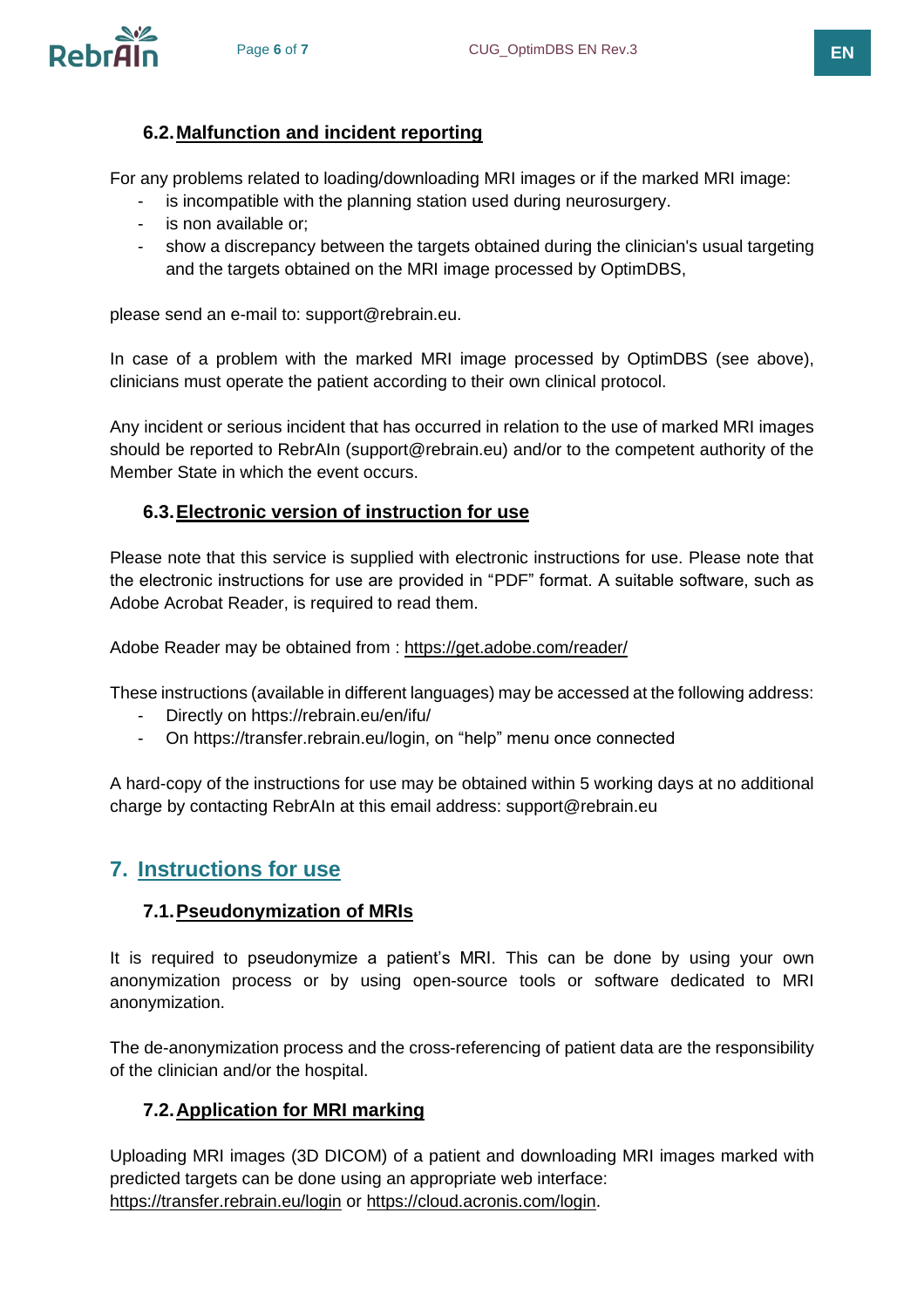### 6.2. Malfunction and incident reporting

For any problems related to loading/downloading MRI images or if the marked MRI image:

- is incompatible with the planning station used during neurosurgery.
- is non available or;
- show a discrepancy between the targets obtained during the clinician's usual targeting and the targets obtained on the MRI image processed by OptimDBS,

please send an e-mail to: support@rebrain.eu.

In case of a problem with the marked MRI image processed by OptimDBS (see above), clinicians must operate the patient according to their own clinical protocol.

Any incident or serious incident that has occurred in relation to the use of marked MRI images should be reported to RebrAIn (support@rebrain.eu) and/or to the competent authority of the Member State in which the event occurs.

### 6.3. Electronic version of instruction for use

Please note that this service is supplied with electronic instructions for use. Please note that the electronic instructions for use are provided in “PDF” format. A suitable software, such as Adobe Acrobat Reader, is required to read them.

Adobe Reader may be obtained from : https://get.adobe.com/reader/

These instructions (available in different languages) may be accessed at the following address:

- Directly on https://rebrain.eu/en/ifu/
- On https://transfer.rebrain.eu/login, on “help” menu once connected

A hard-copy of the instructions for use may be obtained within 5 working days at no additional charge by contacting RebrAIn at this email address: support@rebrain.eu

## 7. Instructions for use

### 7.1. Pseudonymization of MRIs

It is required to pseudonymize a patient’s MRI. This can be done by using your own anonymization process or by using open-source tools or software dedicated to MRI anonymization.

The de-anonymization process and the cross-referencing of patient data are the responsibility of the clinician and/or the hospital.

### 7.2. Application for MRI marking

Uploading MRI images (3D DICOM) of a patient and downloading MRI images marked with predicted targets can be done using an appropriate web interface:
https://transfer.rebrain.eu/login or https://cloud.acronis.com/login.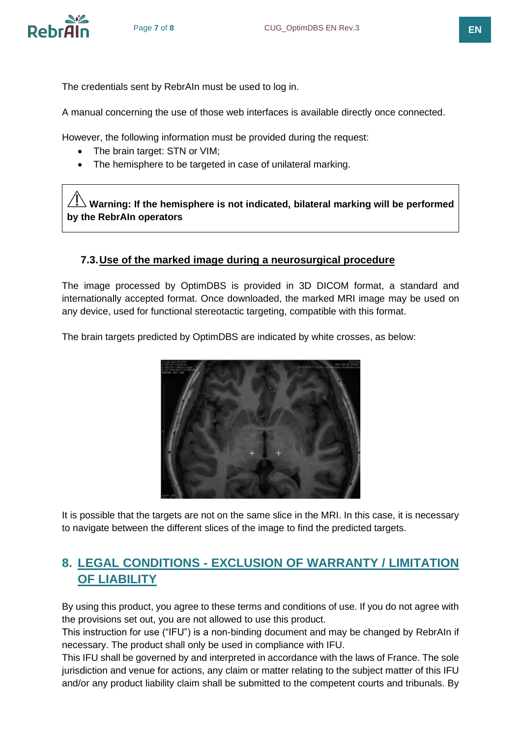The credentials sent by RebrAIn must be used to log in.

A manual concerning the use of those web interfaces is available directly once connected.

However, the following information must be provided during the request:

- The brain target: STN or VIM;
- The hemisphere to be targeted in case of unilateral marking.

> ⚠ **Warning: If the hemisphere is not indicated, bilateral marking will be performed by the RebrAIn operators**

### 7.3. Use of the marked image during a neurosurgical procedure

The image processed by OptimDBS is provided in 3D DICOM format, a standard and internationally accepted format. Once downloaded, the marked MRI image may be used on any device, used for functional stereotactic targeting, compatible with this format.

The brain targets predicted by OptimDBS are indicated by white crosses, as below:

It is possible that the targets are not on the same slice in the MRI. In this case, it is necessary to navigate between the different slices of the image to find the predicted targets.

## 8. LEGAL CONDITIONS - EXCLUSION OF WARRANTY / LIMITATION OF LIABILITY

By using this product, you agree to these terms and conditions of use. If you do not agree with the provisions set out, you are not allowed to use this product.
This instruction for use ("IFU") is a non-binding document and may be changed by RebrAIn if necessary. The product shall only be used in compliance with IFU.
This IFU shall be governed by and interpreted in accordance with the laws of France. The sole jurisdiction and venue for actions, any claim or matter relating to the subject matter of this IFU and/or any product liability claim shall be submitted to the competent courts and tribunals. By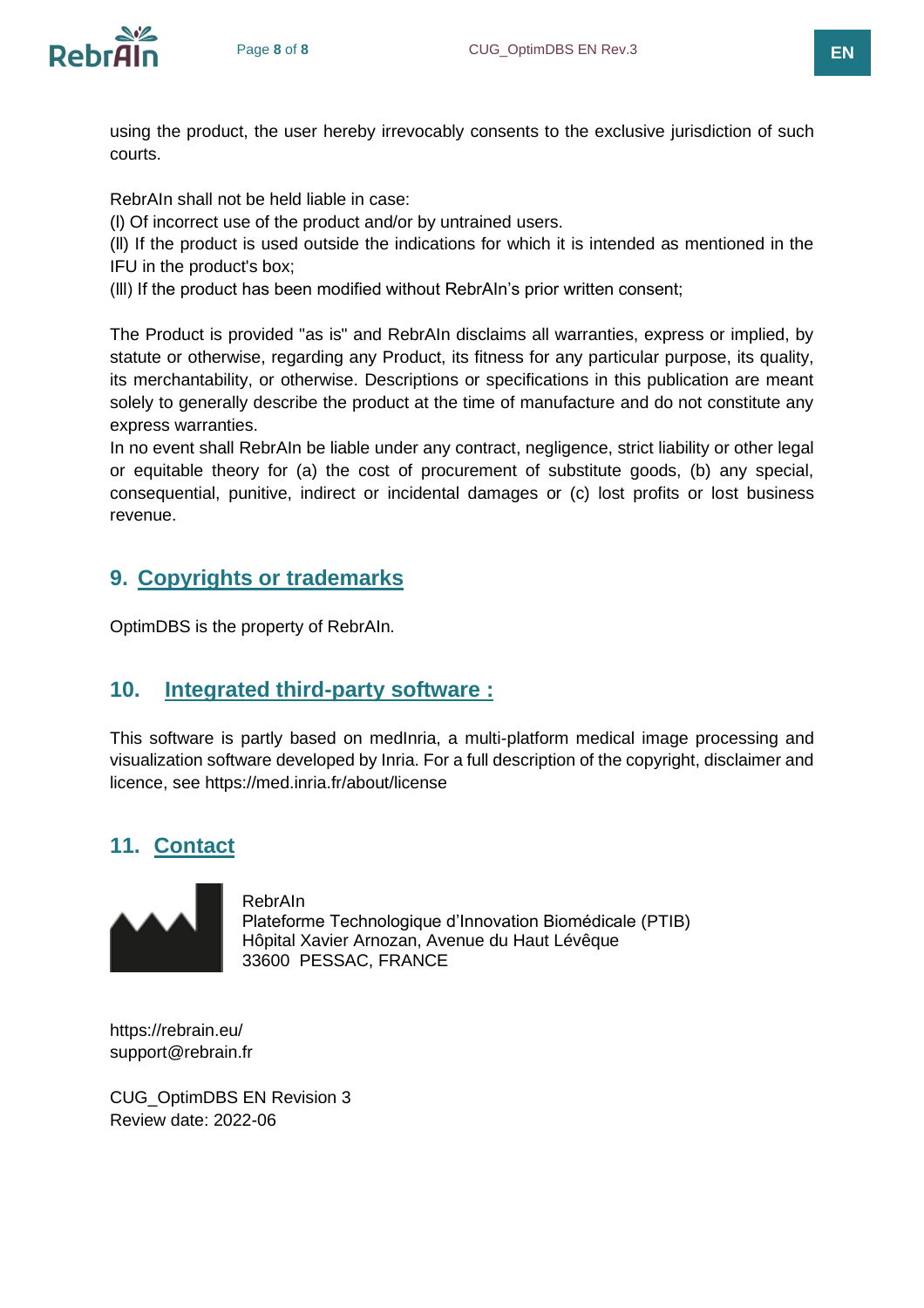using the product, the user hereby irrevocably consents to the exclusive jurisdiction of such courts.

RebrAIn shall not be held liable in case:
(I) Of incorrect use of the product and/or by untrained users.
(II) If the product is used outside the indications for which it is intended as mentioned in the IFU in the product's box;
(III) If the product has been modified without RebrAIn's prior written consent;

The Product is provided "as is" and RebrAIn disclaims all warranties, express or implied, by statute or otherwise, regarding any Product, its fitness for any particular purpose, its quality, its merchantability, or otherwise. Descriptions or specifications in this publication are meant solely to generally describe the product at the time of manufacture and do not constitute any express warranties.
In no event shall RebrAIn be liable under any contract, negligence, strict liability or other legal or equitable theory for (a) the cost of procurement of substitute goods, (b) any special, consequential, punitive, indirect or incidental damages or (c) lost profits or lost business revenue.

## 9. Copyrights or trademarks

OptimDBS is the property of RebrAIn.

## 10. Integrated third-party software :

This software is partly based on medInria, a multi-platform medical image processing and visualization software developed by Inria. For a full description of the copyright, disclaimer and licence, see https://med.inria.fr/about/license

## 11. Contact

RebrAIn
Plateforme Technologique d'Innovation Biomédicale (PTIB)
Hôpital Xavier Arnozan, Avenue du Haut Lévêque
33600 PESSAC, FRANCE

https://rebrain.eu/
support@rebrain.fr

CUG_OptimDBS EN Revision 3
Review date: 2022-06